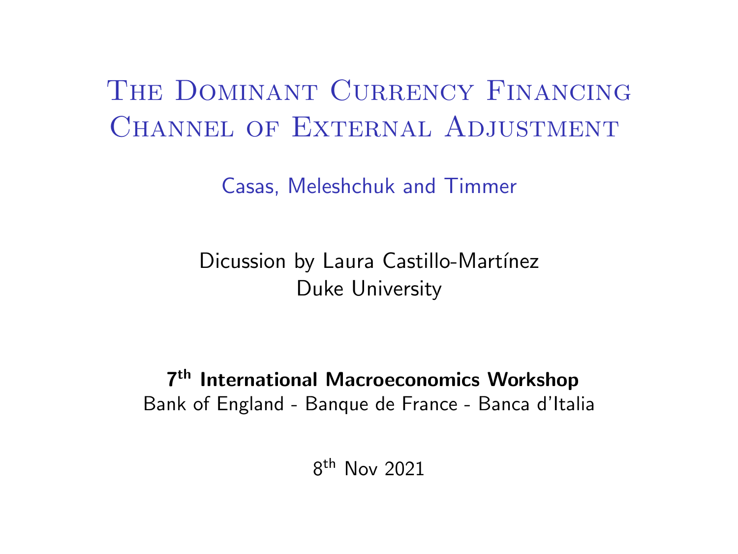# The Dominant Currency Financing Channel of External Adjustment

Casas, Meleshchuk and Timmer

Dicussion by Laura Castillo-Martínez
Duke University

**7th International Macroeconomics Workshop**
Bank of England - Banque de France - Banca d'Italia

8th Nov 2021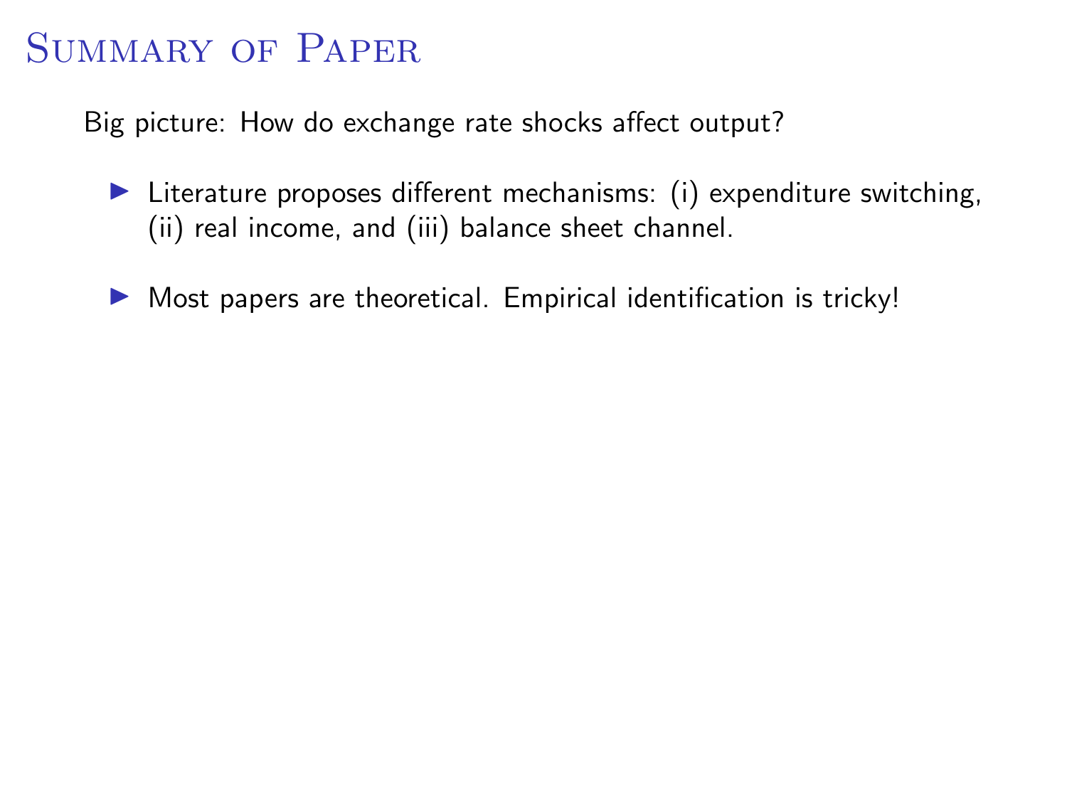# Summary of Paper

Big picture: How do exchange rate shocks affect output?

- Literature proposes different mechanisms: (i) expenditure switching, (ii) real income, and (iii) balance sheet channel.
- Most papers are theoretical. Empirical identification is tricky!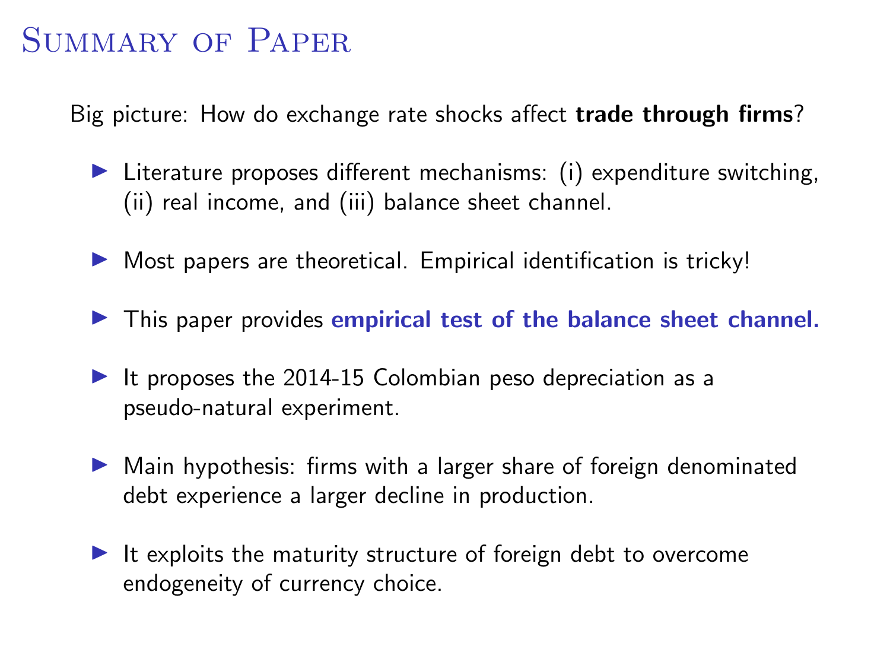# Summary of Paper

Big picture: How do exchange rate shocks affect **trade through firms**?

- Literature proposes different mechanisms: (i) expenditure switching, (ii) real income, and (iii) balance sheet channel.
- Most papers are theoretical. Empirical identification is tricky!
- This paper provides **empirical test of the balance sheet channel.**
- It proposes the 2014-15 Colombian peso depreciation as a pseudo-natural experiment.
- Main hypothesis: firms with a larger share of foreign denominated debt experience a larger decline in production.
- It exploits the maturity structure of foreign debt to overcome endogeneity of currency choice.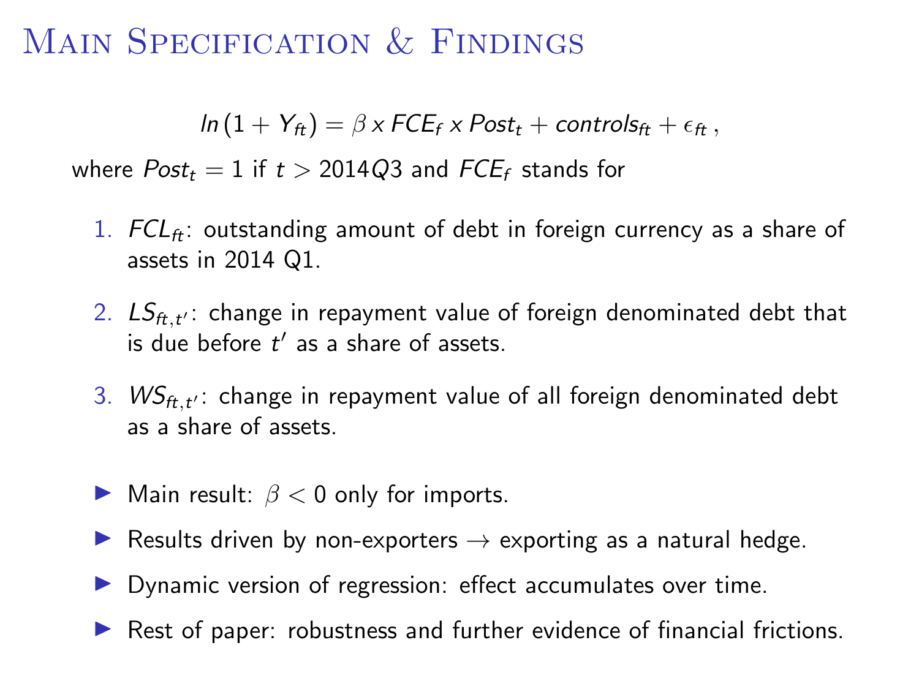# Main Specification & Findings

$$ln\left(1 + Y_{ft}\right) = \beta \, x \, FCE_f \, x \, Post_t + controls_{ft} + \epsilon_{ft} \, ,$$

where $Post_t = 1$ if $t > 2014Q3$ and $FCE_f$ stands for

1. $FCL_{ft}$: outstanding amount of debt in foreign currency as a share of assets in 2014 Q1.
2. $LS_{ft,t'}$: change in repayment value of foreign denominated debt that is due before $t'$ as a share of assets.
3. $WS_{ft,t'}$: change in repayment value of all foreign denominated debt as a share of assets.

- Main result: $\beta < 0$ only for imports.
- Results driven by non-exporters $\rightarrow$ exporting as a natural hedge.
- Dynamic version of regression: effect accumulates over time.
- Rest of paper: robustness and further evidence of financial frictions.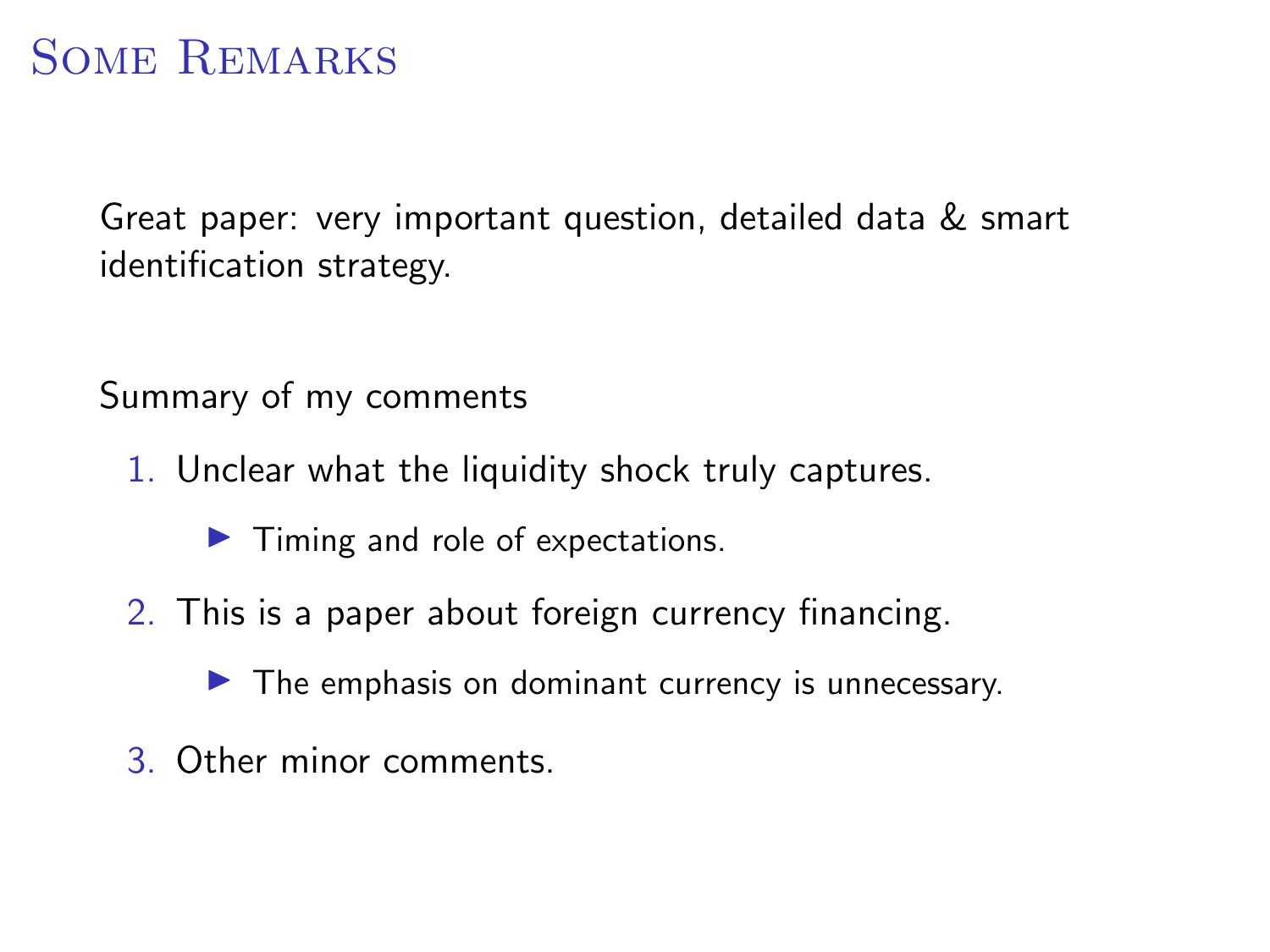# Some Remarks

Great paper: very important question, detailed data & smart identification strategy.

Summary of my comments

1. Unclear what the liquidity shock truly captures.
   - Timing and role of expectations.
2. This is a paper about foreign currency financing.
   - The emphasis on dominant currency is unnecessary.
3. Other minor comments.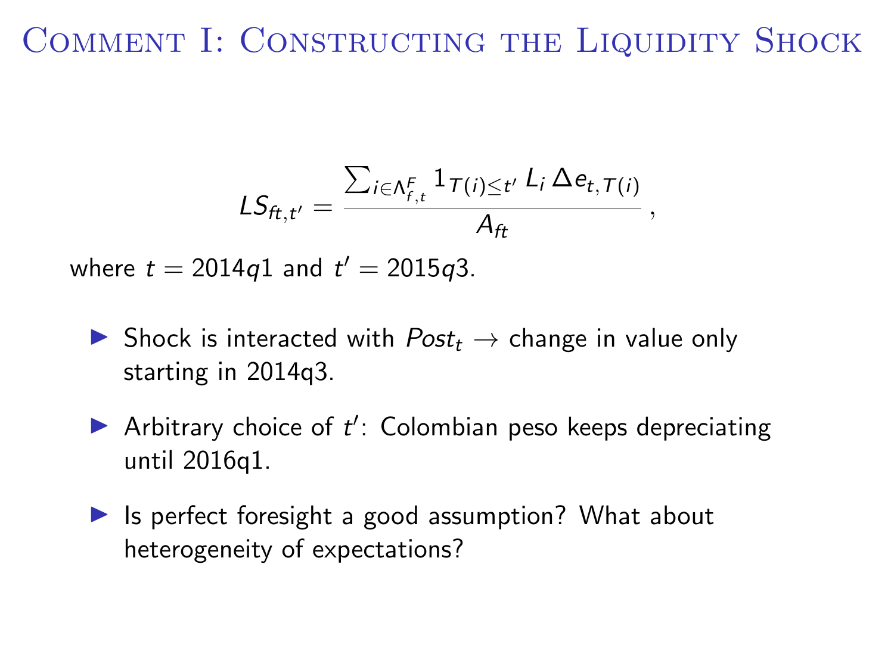# Comment I: Constructing the Liquidity Shock

$$LS_{ft,t'} = \frac{\sum_{i \in \Lambda^F_{f,t}} 1_{T(i) \leq t'} \, L_i \, \Delta e_{t,T(i)}}{A_{ft}} \,,$$

where $t = 2014q1$ and $t' = 2015q3$.

- Shock is interacted with $Post_t \rightarrow$ change in value only starting in 2014q3.
- Arbitrary choice of $t'$: Colombian peso keeps depreciating until 2016q1.
- Is perfect foresight a good assumption? What about heterogeneity of expectations?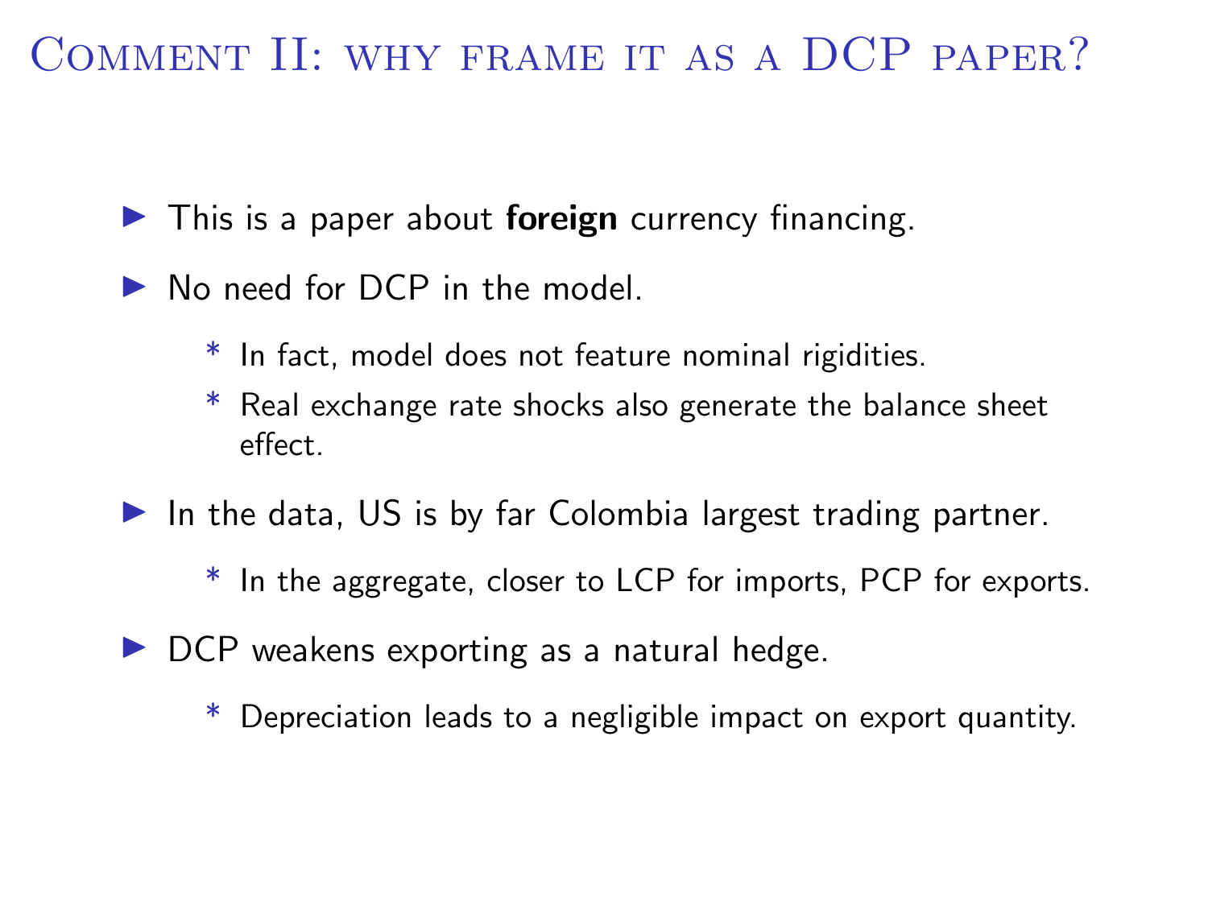# Comment II: why frame it as a DCP paper?

- This is a paper about **foreign** currency financing.
- No need for DCP in the model.
  - In fact, model does not feature nominal rigidities.
  - Real exchange rate shocks also generate the balance sheet effect.
- In the data, US is by far Colombia largest trading partner.
  - In the aggregate, closer to LCP for imports, PCP for exports.
- DCP weakens exporting as a natural hedge.
  - Depreciation leads to a negligible impact on export quantity.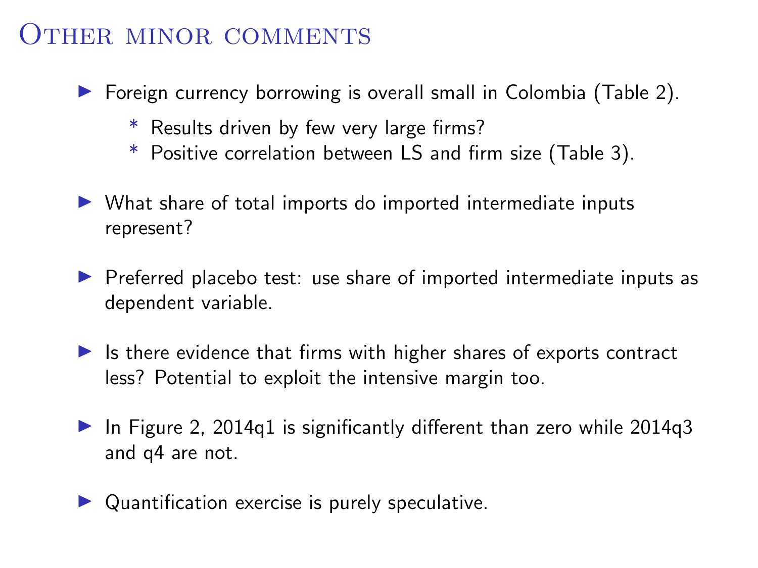# Other minor comments

- Foreign currency borrowing is overall small in Colombia (Table 2).
  - * Results driven by few very large firms?
  - * Positive correlation between LS and firm size (Table 3).
- What share of total imports do imported intermediate inputs represent?
- Preferred placebo test: use share of imported intermediate inputs as dependent variable.
- Is there evidence that firms with higher shares of exports contract less? Potential to exploit the intensive margin too.
- In Figure 2, 2014q1 is significantly different than zero while 2014q3 and q4 are not.
- Quantification exercise is purely speculative.